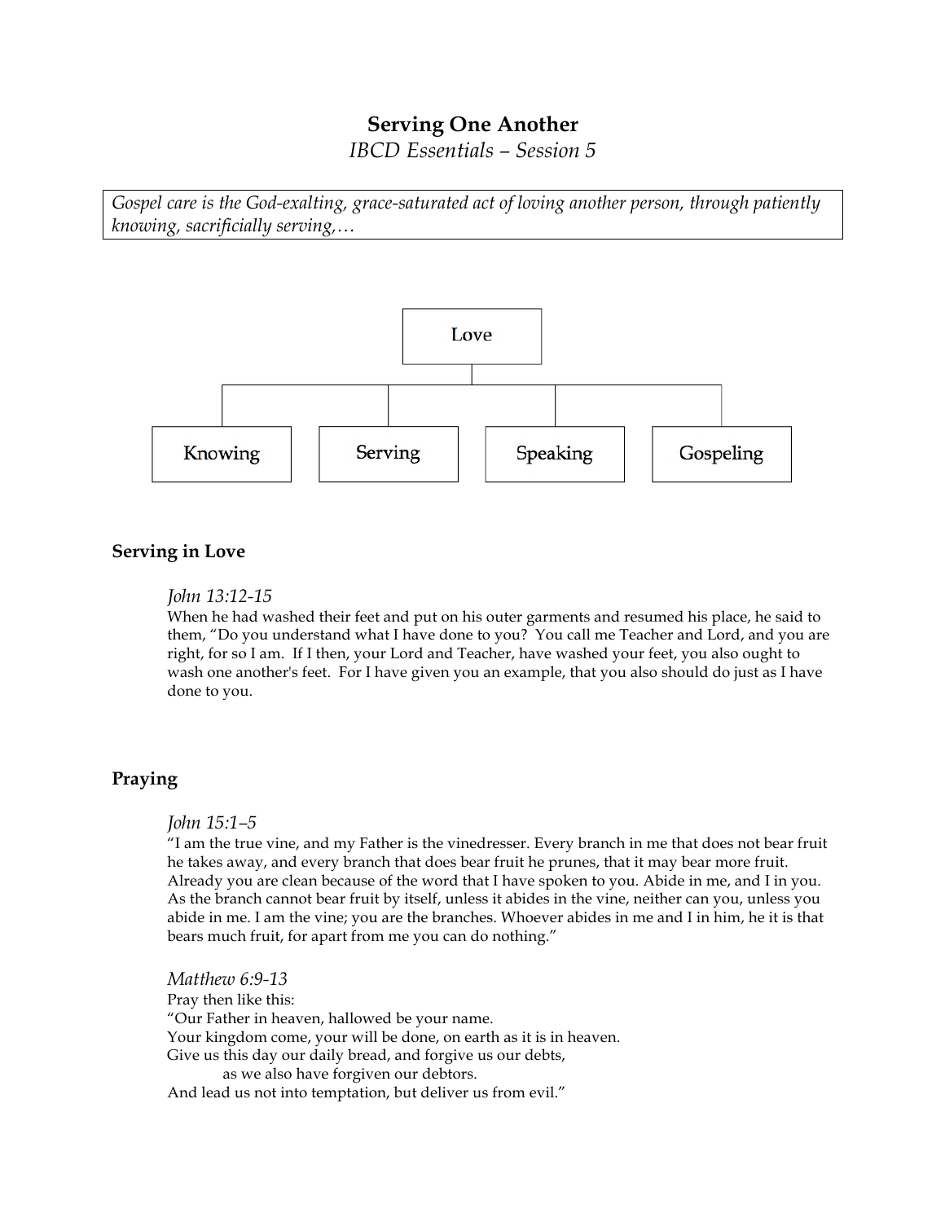# Serving One Another

*IBCD Essentials – Session 5*

> *Gospel care is the God-exalting, grace-saturated act of loving another person, through patiently knowing, sacrificially serving,…*

Love

Knowing | Serving | Speaking | Gospeling

## Serving in Love

*John 13:12-15*

When he had washed their feet and put on his outer garments and resumed his place, he said to them, "Do you understand what I have done to you? You call me Teacher and Lord, and you are right, for so I am. If I then, your Lord and Teacher, have washed your feet, you also ought to wash one another's feet. For I have given you an example, that you also should do just as I have done to you.

## Praying

*John 15:1–5*

"I am the true vine, and my Father is the vinedresser. Every branch in me that does not bear fruit he takes away, and every branch that does bear fruit he prunes, that it may bear more fruit. Already you are clean because of the word that I have spoken to you. Abide in me, and I in you. As the branch cannot bear fruit by itself, unless it abides in the vine, neither can you, unless you abide in me. I am the vine; you are the branches. Whoever abides in me and I in him, he it is that bears much fruit, for apart from me you can do nothing."

*Matthew 6:9-13*

Pray then like this:
"Our Father in heaven, hallowed be your name.
Your kingdom come, your will be done, on earth as it is in heaven.
Give us this day our daily bread, and forgive us our debts,
    as we also have forgiven our debtors.
And lead us not into temptation, but deliver us from evil."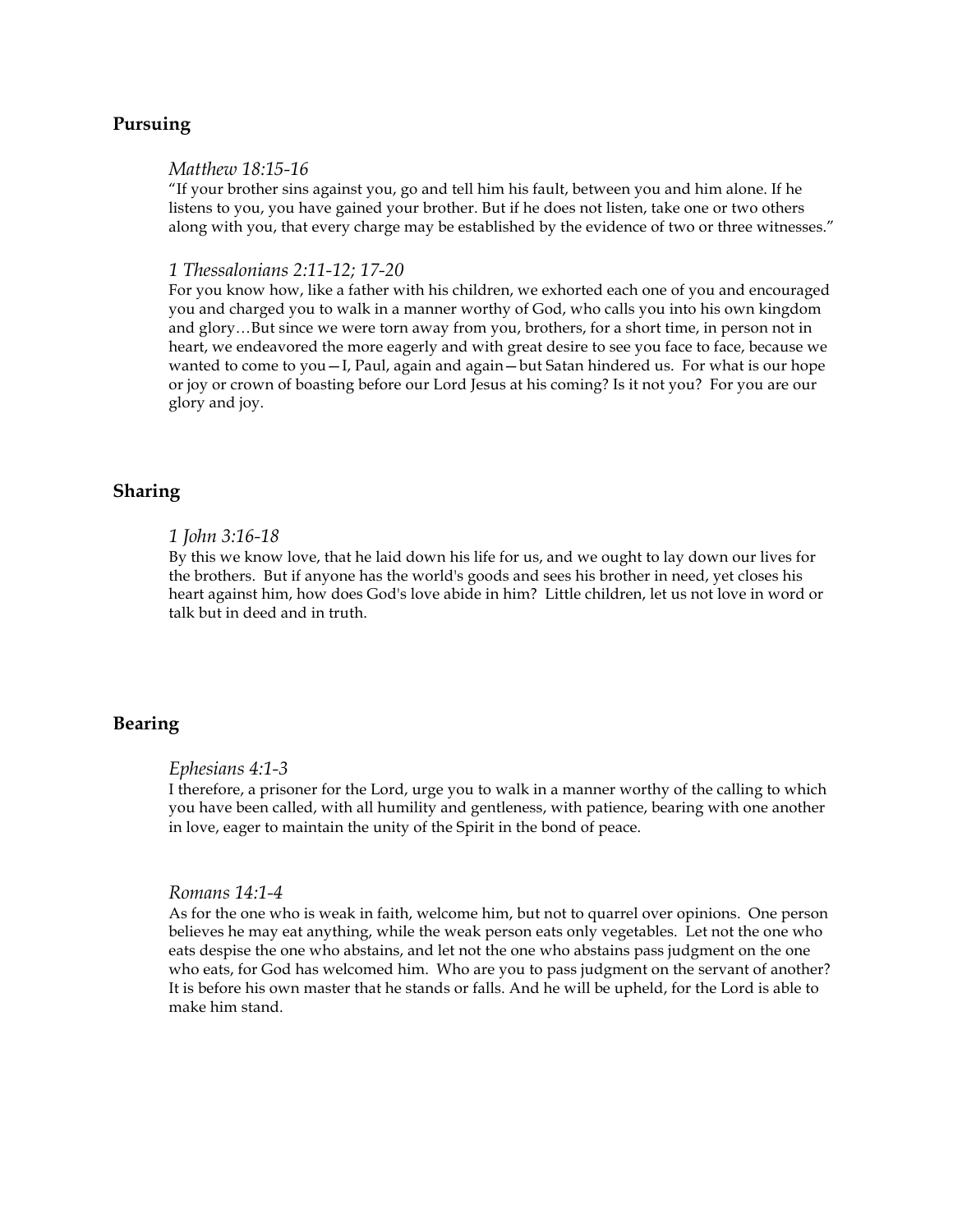## Pursuing

*Matthew 18:15-16*

"If your brother sins against you, go and tell him his fault, between you and him alone. If he listens to you, you have gained your brother. But if he does not listen, take one or two others along with you, that every charge may be established by the evidence of two or three witnesses."

*1 Thessalonians 2:11-12; 17-20*

For you know how, like a father with his children, we exhorted each one of you and encouraged you and charged you to walk in a manner worthy of God, who calls you into his own kingdom and glory…But since we were torn away from you, brothers, for a short time, in person not in heart, we endeavored the more eagerly and with great desire to see you face to face, because we wanted to come to you—I, Paul, again and again—but Satan hindered us. For what is our hope or joy or crown of boasting before our Lord Jesus at his coming? Is it not you? For you are our glory and joy.

## Sharing

*1 John 3:16-18*

By this we know love, that he laid down his life for us, and we ought to lay down our lives for the brothers. But if anyone has the world's goods and sees his brother in need, yet closes his heart against him, how does God's love abide in him? Little children, let us not love in word or talk but in deed and in truth.

## Bearing

*Ephesians 4:1-3*

I therefore, a prisoner for the Lord, urge you to walk in a manner worthy of the calling to which you have been called, with all humility and gentleness, with patience, bearing with one another in love, eager to maintain the unity of the Spirit in the bond of peace.

*Romans 14:1-4*

As for the one who is weak in faith, welcome him, but not to quarrel over opinions. One person believes he may eat anything, while the weak person eats only vegetables. Let not the one who eats despise the one who abstains, and let not the one who abstains pass judgment on the one who eats, for God has welcomed him. Who are you to pass judgment on the servant of another? It is before his own master that he stands or falls. And he will be upheld, for the Lord is able to make him stand.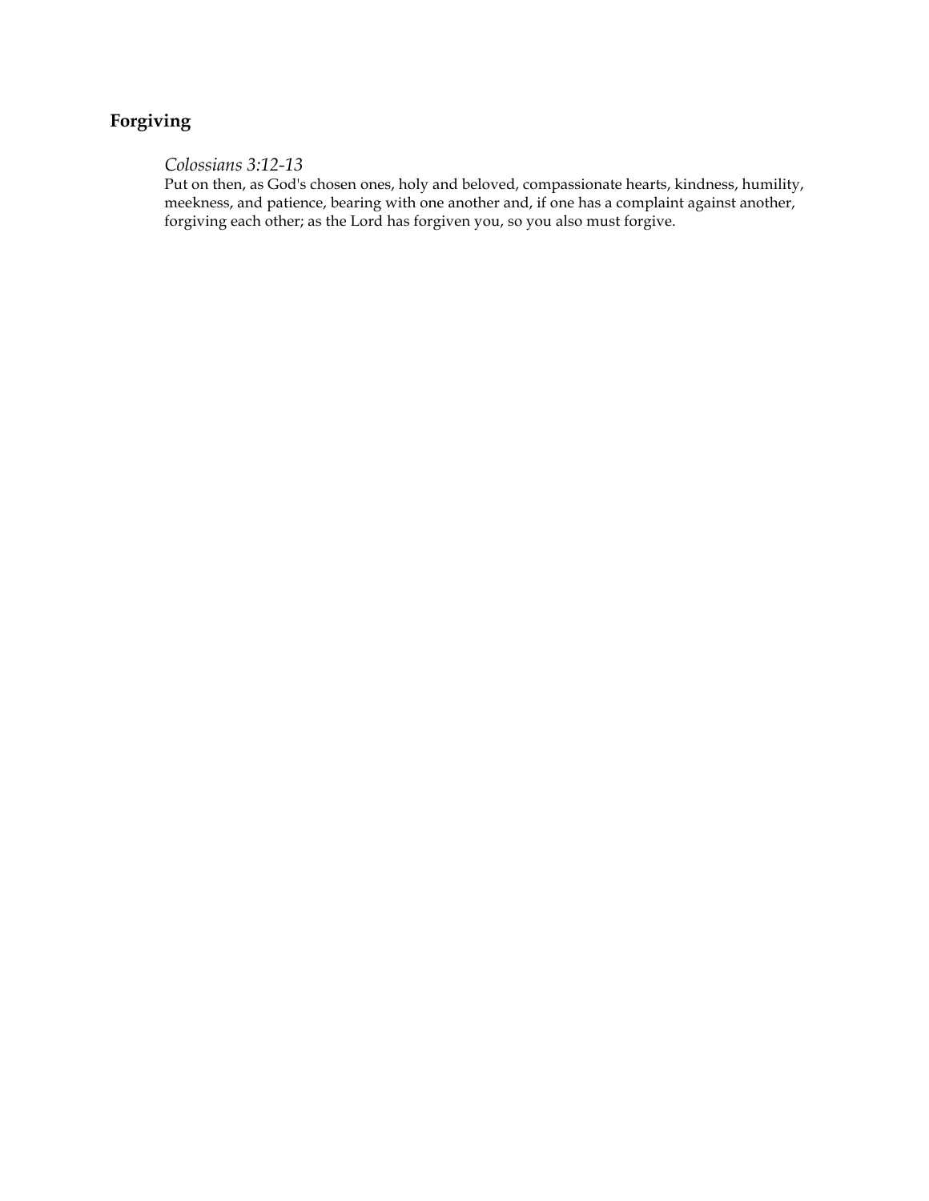## Forgiving

*Colossians 3:12-13*

Put on then, as God's chosen ones, holy and beloved, compassionate hearts, kindness, humility, meekness, and patience, bearing with one another and, if one has a complaint against another, forgiving each other; as the Lord has forgiven you, so you also must forgive.